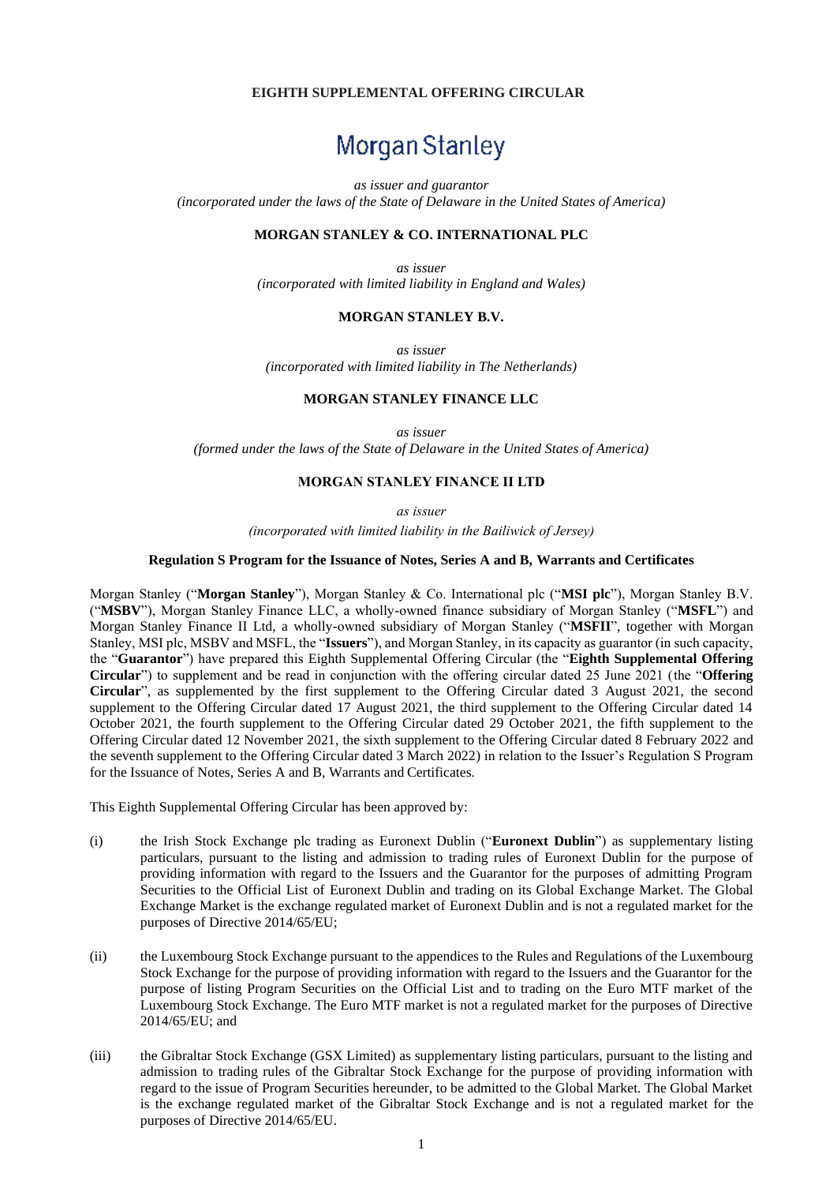**EIGHTH SUPPLEMENTAL OFFERING CIRCULAR**

# Morgan Stanley

*as issuer and guarantor*
*(incorporated under the laws of the State of Delaware in the United States of America)*

**MORGAN STANLEY & CO. INTERNATIONAL PLC**

*as issuer*
*(incorporated with limited liability in England and Wales)*

**MORGAN STANLEY B.V.**

*as issuer*
*(incorporated with limited liability in The Netherlands)*

**MORGAN STANLEY FINANCE LLC**

*as issuer*
*(formed under the laws of the State of Delaware in the United States of America)*

**MORGAN STANLEY FINANCE II LTD**

*as issuer*
*(incorporated with limited liability in the Bailiwick of Jersey)*

**Regulation S Program for the Issuance of Notes, Series A and B, Warrants and Certificates**

Morgan Stanley ("**Morgan Stanley**"), Morgan Stanley & Co. International plc ("**MSI plc**"), Morgan Stanley B.V. ("**MSBV**"), Morgan Stanley Finance LLC, a wholly-owned finance subsidiary of Morgan Stanley ("**MSFL**") and Morgan Stanley Finance II Ltd, a wholly-owned subsidiary of Morgan Stanley ("**MSFII**", together with Morgan Stanley, MSI plc, MSBV and MSFL, the "**Issuers**"), and Morgan Stanley, in its capacity as guarantor (in such capacity, the "**Guarantor**") have prepared this Eighth Supplemental Offering Circular (the "**Eighth Supplemental Offering Circular**") to supplement and be read in conjunction with the offering circular dated 25 June 2021 (the "**Offering Circular**", as supplemented by the first supplement to the Offering Circular dated 3 August 2021, the second supplement to the Offering Circular dated 17 August 2021, the third supplement to the Offering Circular dated 14 October 2021, the fourth supplement to the Offering Circular dated 29 October 2021, the fifth supplement to the Offering Circular dated 12 November 2021, the sixth supplement to the Offering Circular dated 8 February 2022 and the seventh supplement to the Offering Circular dated 3 March 2022) in relation to the Issuer's Regulation S Program for the Issuance of Notes, Series A and B, Warrants and Certificates.

This Eighth Supplemental Offering Circular has been approved by:

(i) the Irish Stock Exchange plc trading as Euronext Dublin ("**Euronext Dublin**") as supplementary listing particulars, pursuant to the listing and admission to trading rules of Euronext Dublin for the purpose of providing information with regard to the Issuers and the Guarantor for the purposes of admitting Program Securities to the Official List of Euronext Dublin and trading on its Global Exchange Market. The Global Exchange Market is the exchange regulated market of Euronext Dublin and is not a regulated market for the purposes of Directive 2014/65/EU;

(ii) the Luxembourg Stock Exchange pursuant to the appendices to the Rules and Regulations of the Luxembourg Stock Exchange for the purpose of providing information with regard to the Issuers and the Guarantor for the purpose of listing Program Securities on the Official List and to trading on the Euro MTF market of the Luxembourg Stock Exchange. The Euro MTF market is not a regulated market for the purposes of Directive 2014/65/EU; and

(iii) the Gibraltar Stock Exchange (GSX Limited) as supplementary listing particulars, pursuant to the listing and admission to trading rules of the Gibraltar Stock Exchange for the purpose of providing information with regard to the issue of Program Securities hereunder, to be admitted to the Global Market. The Global Market is the exchange regulated market of the Gibraltar Stock Exchange and is not a regulated market for the purposes of Directive 2014/65/EU.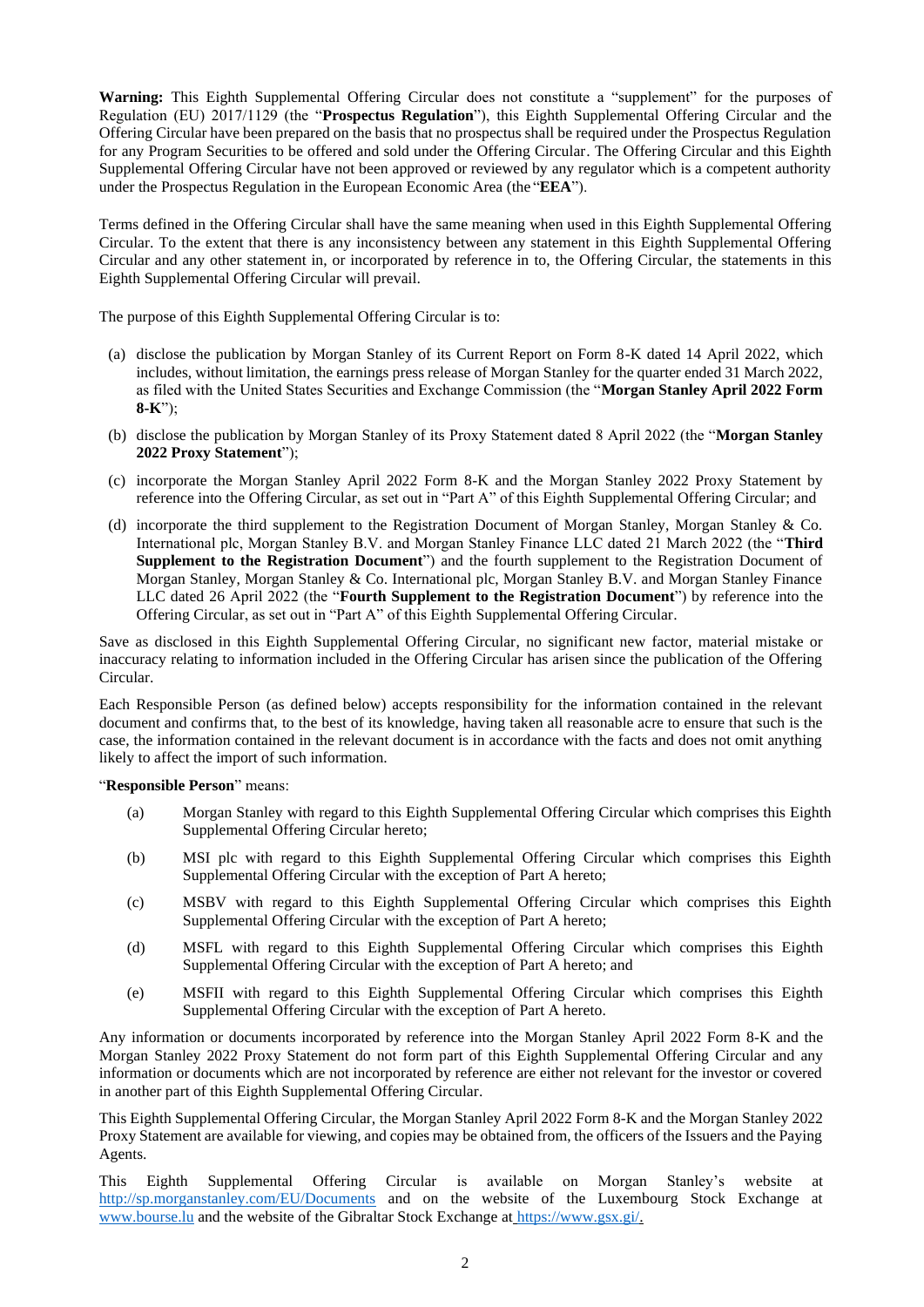**Warning:** This Eighth Supplemental Offering Circular does not constitute a "supplement" for the purposes of Regulation (EU) 2017/1129 (the "**Prospectus Regulation**"), this Eighth Supplemental Offering Circular and the Offering Circular have been prepared on the basis that no prospectus shall be required under the Prospectus Regulation for any Program Securities to be offered and sold under the Offering Circular. The Offering Circular and this Eighth Supplemental Offering Circular have not been approved or reviewed by any regulator which is a competent authority under the Prospectus Regulation in the European Economic Area (the "**EEA**").

Terms defined in the Offering Circular shall have the same meaning when used in this Eighth Supplemental Offering Circular. To the extent that there is any inconsistency between any statement in this Eighth Supplemental Offering Circular and any other statement in, or incorporated by reference in to, the Offering Circular, the statements in this Eighth Supplemental Offering Circular will prevail.

The purpose of this Eighth Supplemental Offering Circular is to:

(a) disclose the publication by Morgan Stanley of its Current Report on Form 8-K dated 14 April 2022, which includes, without limitation, the earnings press release of Morgan Stanley for the quarter ended 31 March 2022, as filed with the United States Securities and Exchange Commission (the "**Morgan Stanley April 2022 Form 8-K**");

(b) disclose the publication by Morgan Stanley of its Proxy Statement dated 8 April 2022 (the "**Morgan Stanley 2022 Proxy Statement**");

(c) incorporate the Morgan Stanley April 2022 Form 8-K and the Morgan Stanley 2022 Proxy Statement by reference into the Offering Circular, as set out in "Part A" of this Eighth Supplemental Offering Circular; and

(d) incorporate the third supplement to the Registration Document of Morgan Stanley, Morgan Stanley & Co. International plc, Morgan Stanley B.V. and Morgan Stanley Finance LLC dated 21 March 2022 (the "**Third Supplement to the Registration Document**") and the fourth supplement to the Registration Document of Morgan Stanley, Morgan Stanley & Co. International plc, Morgan Stanley B.V. and Morgan Stanley Finance LLC dated 26 April 2022 (the "**Fourth Supplement to the Registration Document**") by reference into the Offering Circular, as set out in "Part A" of this Eighth Supplemental Offering Circular.

Save as disclosed in this Eighth Supplemental Offering Circular, no significant new factor, material mistake or inaccuracy relating to information included in the Offering Circular has arisen since the publication of the Offering Circular.

Each Responsible Person (as defined below) accepts responsibility for the information contained in the relevant document and confirms that, to the best of its knowledge, having taken all reasonable acre to ensure that such is the case, the information contained in the relevant document is in accordance with the facts and does not omit anything likely to affect the import of such information.

"**Responsible Person**" means:

(a) Morgan Stanley with regard to this Eighth Supplemental Offering Circular which comprises this Eighth Supplemental Offering Circular hereto;

(b) MSI plc with regard to this Eighth Supplemental Offering Circular which comprises this Eighth Supplemental Offering Circular with the exception of Part A hereto;

(c) MSBV with regard to this Eighth Supplemental Offering Circular which comprises this Eighth Supplemental Offering Circular with the exception of Part A hereto;

(d) MSFL with regard to this Eighth Supplemental Offering Circular which comprises this Eighth Supplemental Offering Circular with the exception of Part A hereto; and

(e) MSFII with regard to this Eighth Supplemental Offering Circular which comprises this Eighth Supplemental Offering Circular with the exception of Part A hereto.

Any information or documents incorporated by reference into the Morgan Stanley April 2022 Form 8-K and the Morgan Stanley 2022 Proxy Statement do not form part of this Eighth Supplemental Offering Circular and any information or documents which are not incorporated by reference are either not relevant for the investor or covered in another part of this Eighth Supplemental Offering Circular.

This Eighth Supplemental Offering Circular, the Morgan Stanley April 2022 Form 8-K and the Morgan Stanley 2022 Proxy Statement are available for viewing, and copies may be obtained from, the officers of the Issuers and the Paying Agents.

This Eighth Supplemental Offering Circular is available on Morgan Stanley's website at http://sp.morganstanley.com/EU/Documents and on the website of the Luxembourg Stock Exchange at www.bourse.lu and the website of the Gibraltar Stock Exchange at https://www.gsx.gi/.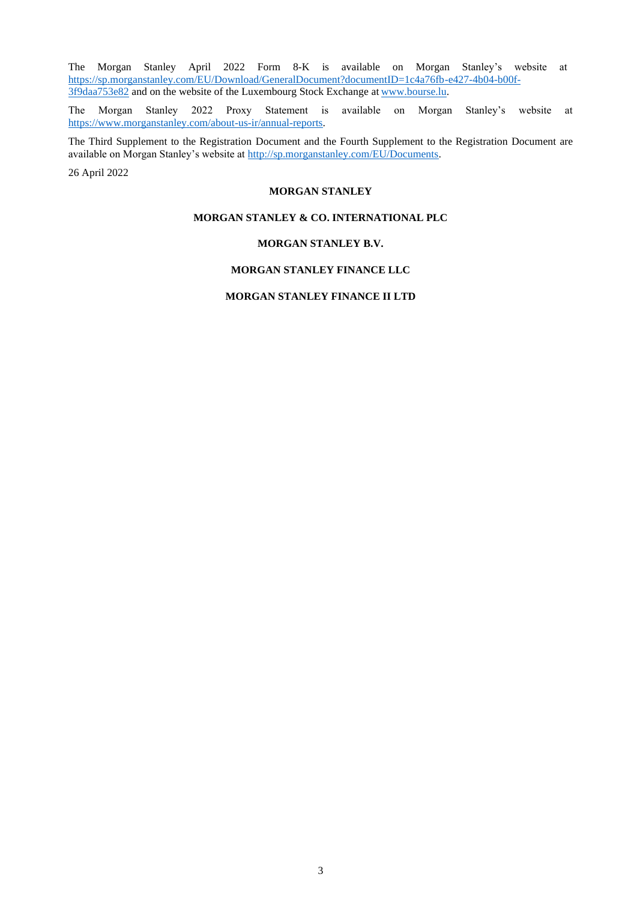The Morgan Stanley April 2022 Form 8-K is available on Morgan Stanley's website at https://sp.morganstanley.com/EU/Download/GeneralDocument?documentID=1c4a76fb-e427-4b04-b00f-3f9daa753e82 and on the website of the Luxembourg Stock Exchange at www.bourse.lu.

The Morgan Stanley 2022 Proxy Statement is available on Morgan Stanley's website at https://www.morganstanley.com/about-us-ir/annual-reports.

The Third Supplement to the Registration Document and the Fourth Supplement to the Registration Document are available on Morgan Stanley's website at http://sp.morganstanley.com/EU/Documents.

26 April 2022

**MORGAN STANLEY**

**MORGAN STANLEY & CO. INTERNATIONAL PLC**

**MORGAN STANLEY B.V.**

**MORGAN STANLEY FINANCE LLC**

**MORGAN STANLEY FINANCE II LTD**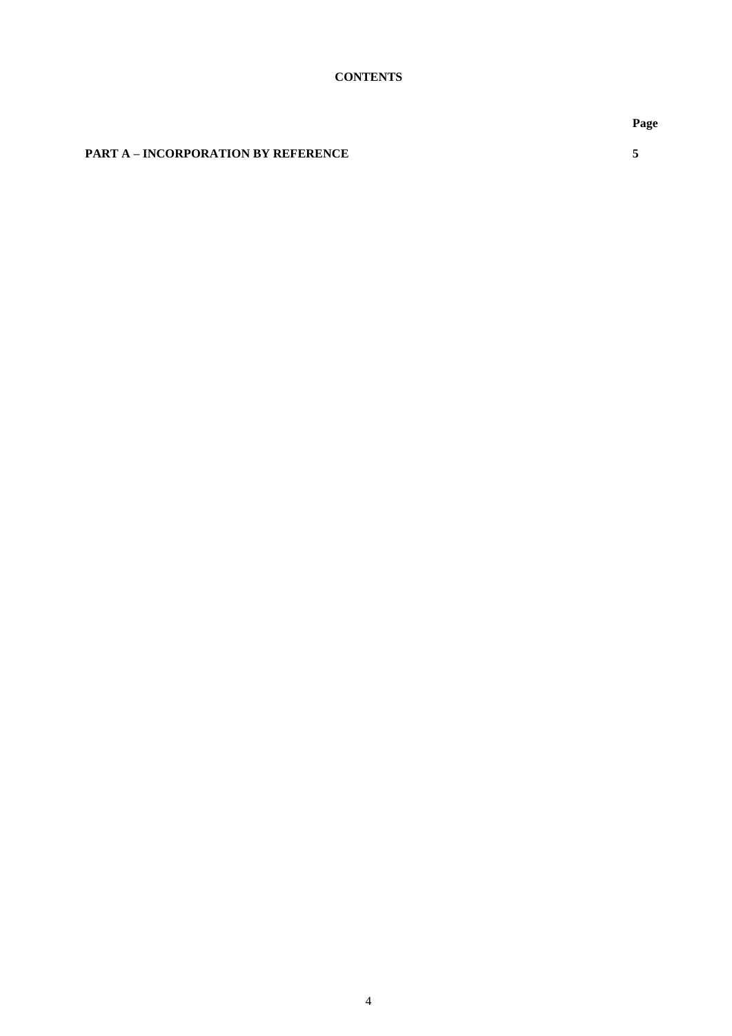# CONTENTS

| | Page |
|---|---|
| **PART A – INCORPORATION BY REFERENCE** | **5** |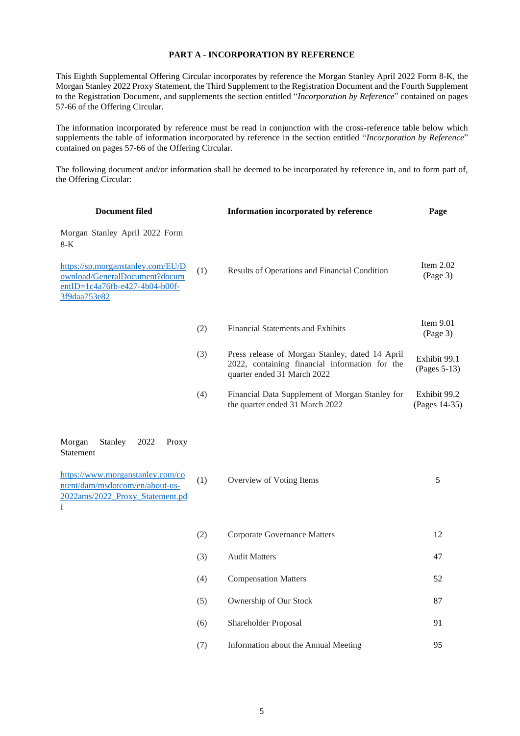## PART A - INCORPORATION BY REFERENCE

This Eighth Supplemental Offering Circular incorporates by reference the Morgan Stanley April 2022 Form 8-K, the Morgan Stanley 2022 Proxy Statement, the Third Supplement to the Registration Document and the Fourth Supplement to the Registration Document, and supplements the section entitled "*Incorporation by Reference*" contained on pages 57-66 of the Offering Circular.

The information incorporated by reference must be read in conjunction with the cross-reference table below which supplements the table of information incorporated by reference in the section entitled "*Incorporation by Reference*" contained on pages 57-66 of the Offering Circular.

The following document and/or information shall be deemed to be incorporated by reference in, and to form part of, the Offering Circular:

| Document filed | | Information incorporated by reference | Page |
|---|---|---|---|
| Morgan Stanley April 2022 Form 8-K<br>https://sp.morganstanley.com/EU/Download/GeneralDocument?documentID=1c4a76fb-e427-4b04-b00f-3f9daa753e82 | (1) | Results of Operations and Financial Condition | Item 2.02 (Page 3) |
| | (2) | Financial Statements and Exhibits | Item 9.01 (Page 3) |
| | (3) | Press release of Morgan Stanley, dated 14 April 2022, containing financial information for the quarter ended 31 March 2022 | Exhibit 99.1 (Pages 5-13) |
| | (4) | Financial Data Supplement of Morgan Stanley for the quarter ended 31 March 2022 | Exhibit 99.2 (Pages 14-35) |
| Morgan Stanley 2022 Proxy Statement<br>https://www.morganstanley.com/content/dam/msdotcom/en/about-us-2022ams/2022_Proxy_Statement.pdf | (1) | Overview of Voting Items | 5 |
| | (2) | Corporate Governance Matters | 12 |
| | (3) | Audit Matters | 47 |
| | (4) | Compensation Matters | 52 |
| | (5) | Ownership of Our Stock | 87 |
| | (6) | Shareholder Proposal | 91 |
| | (7) | Information about the Annual Meeting | 95 |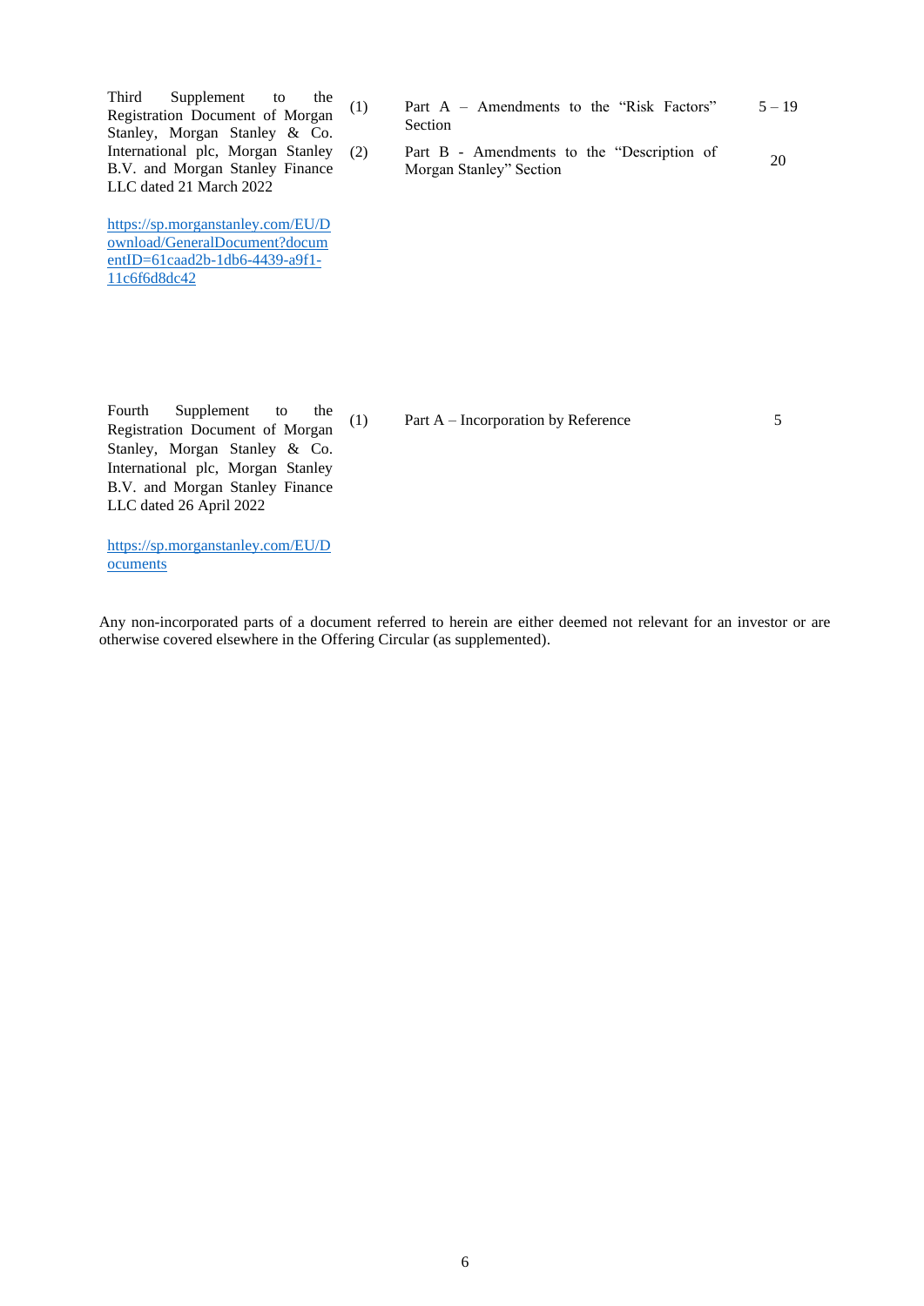| | | | |
|---|---|---|---|
| Third Supplement to the Registration Document of Morgan Stanley, Morgan Stanley & Co. International plc, Morgan Stanley B.V. and Morgan Stanley Finance LLC dated 21 March 2022<br><br>https://sp.morganstanley.com/EU/Download/GeneralDocument?documentID=61caad2b-1db6-4439-a9f1-11c6f6d8dc42 | (1) | Part A – Amendments to the "Risk Factors" Section | 5 – 19 |
| | (2) | Part B - Amendments to the "Description of Morgan Stanley" Section | 20 |
| Fourth Supplement to the Registration Document of Morgan Stanley, Morgan Stanley & Co. International plc, Morgan Stanley B.V. and Morgan Stanley Finance LLC dated 26 April 2022<br><br>https://sp.morganstanley.com/EU/Documents | (1) | Part A – Incorporation by Reference | 5 |

Any non-incorporated parts of a document referred to herein are either deemed not relevant for an investor or are otherwise covered elsewhere in the Offering Circular (as supplemented).